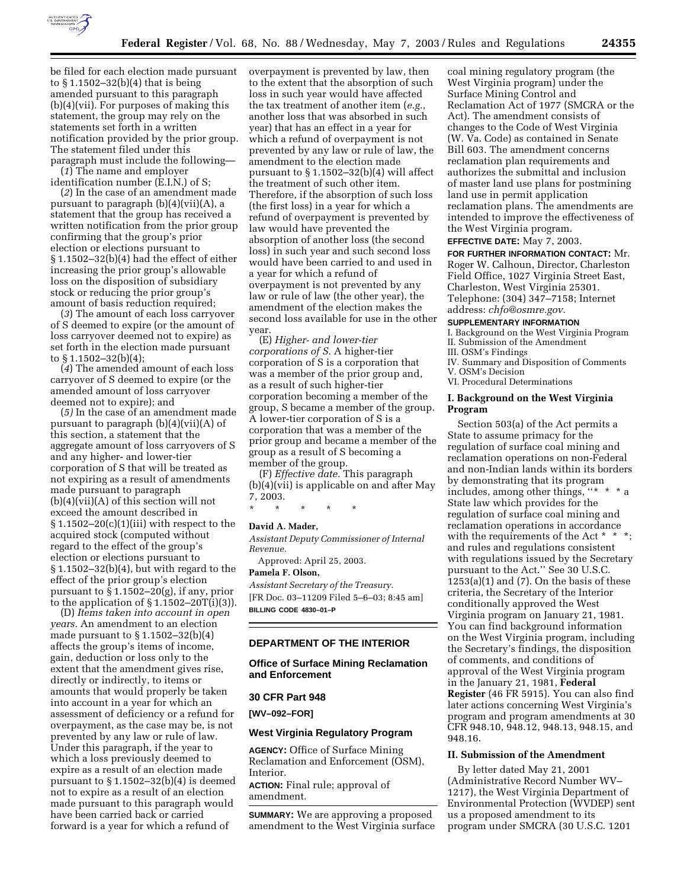be filed for each election made pursuant to § 1.1502–32(b)(4) that is being amended pursuant to this paragraph (b)(4)(vii). For purposes of making this statement, the group may rely on the statements set forth in a written notification provided by the prior group. The statement filed under this paragraph must include the following—

(*1*) The name and employer identification number (E.I.N.) of S;

(*2*) In the case of an amendment made pursuant to paragraph (b)(4)(vii)(A), a statement that the group has received a written notification from the prior group confirming that the group's prior election or elections pursuant to § 1.1502–32(b)(4) had the effect of either increasing the prior group's allowable loss on the disposition of subsidiary stock or reducing the prior group's amount of basis reduction required;

(*3*) The amount of each loss carryover of S deemed to expire (or the amount of loss carryover deemed not to expire) as set forth in the election made pursuant to § 1.1502–32(b)(4);

(*4*) The amended amount of each loss carryover of S deemed to expire (or the amended amount of loss carryover deemed not to expire); and

(*5*) In the case of an amendment made pursuant to paragraph (b)(4)(vii)(A) of this section, a statement that the aggregate amount of loss carryovers of S and any higher- and lower-tier corporation of S that will be treated as not expiring as a result of amendments made pursuant to paragraph (b)(4)(vii)(A) of this section will not exceed the amount described in § 1.1502–20(c)(1)(iii) with respect to the acquired stock (computed without regard to the effect of the group's election or elections pursuant to § 1.1502–32(b)(4), but with regard to the effect of the prior group's election pursuant to § 1.1502–20(g), if any, prior to the application of § 1.1502–20T(i)(3)).

(D) *Items taken into account in open years.* An amendment to an election made pursuant to § 1.1502–32(b)(4) affects the group's items of income, gain, deduction or loss only to the extent that the amendment gives rise, directly or indirectly, to items or amounts that would properly be taken into account in a year for which an assessment of deficiency or a refund for overpayment, as the case may be, is not prevented by any law or rule of law. Under this paragraph, if the year to which a loss previously deemed to expire as a result of an election made pursuant to § 1.1502–32(b)(4) is deemed not to expire as a result of an election made pursuant to this paragraph would have been carried back or carried forward is a year for which a refund of overpayment is prevented by law, then to the extent that the absorption of such loss in such year would have affected the tax treatment of another item (*e.g.*, another loss that was absorbed in such year) that has an effect in a year for which a refund of overpayment is not prevented by any law or rule of law, the amendment to the election made pursuant to § 1.1502–32(b)(4) will affect the treatment of such other item. Therefore, if the absorption of such loss (the first loss) in a year for which a refund of overpayment is prevented by law would have prevented the absorption of another loss (the second loss) in such year and such second loss would have been carried to and used in a year for which a refund of overpayment is not prevented by any law or rule of law (the other year), the amendment of the election makes the second loss available for use in the other year.

(E) *Higher- and lower-tier corporations of S.* A higher-tier corporation of S is a corporation that was a member of the prior group and, as a result of such higher-tier corporation becoming a member of the group, S became a member of the group. A lower-tier corporation of S is a corporation that was a member of the prior group and became a member of the group as a result of S becoming a member of the group.

(F) *Effective date.* This paragraph (b)(4)(vii) is applicable on and after May 7, 2003.

\* \* \* \* \*

**David A. Mader,**

*Assistant Deputy Commissioner of Internal Revenue.*

Approved: April 25, 2003.

**Pamela F. Olson,**

*Assistant Secretary of the Treasury.*

[FR Doc. 03–11209 Filed 5–6–03; 8:45 am]

**BILLING CODE 4830–01–P**

## DEPARTMENT OF THE INTERIOR

### Office of Surface Mining Reclamation and Enforcement

### 30 CFR Part 948

**[WV–092–FOR]**

### West Virginia Regulatory Program

**AGENCY:** Office of Surface Mining Reclamation and Enforcement (OSM), Interior.

**ACTION:** Final rule; approval of amendment.

**SUMMARY:** We are approving a proposed amendment to the West Virginia surface coal mining regulatory program (the West Virginia program) under the Surface Mining Control and Reclamation Act of 1977 (SMCRA or the Act). The amendment consists of changes to the Code of West Virginia (W. Va. Code) as contained in Senate Bill 603. The amendment concerns reclamation plan requirements and authorizes the submittal and inclusion of master land use plans for postmining land use in permit application reclamation plans. The amendments are intended to improve the effectiveness of the West Virginia program.

**EFFECTIVE DATE:** May 7, 2003.

**FOR FURTHER INFORMATION CONTACT:** Mr. Roger W. Calhoun, Director, Charleston Field Office, 1027 Virginia Street East, Charleston, West Virginia 25301. Telephone: (304) 347–7158; Internet address: *chfo@osmre.gov.*

**SUPPLEMENTARY INFORMATION**

I. Background on the West Virginia Program
II. Submission of the Amendment
III. OSM's Findings
IV. Summary and Disposition of Comments
V. OSM's Decision
VI. Procedural Determinations

### I. Background on the West Virginia Program

Section 503(a) of the Act permits a State to assume primacy for the regulation of surface coal mining and reclamation operations on non-Federal and non-Indian lands within its borders by demonstrating that its program includes, among other things, ''\* \* \* a State law which provides for the regulation of surface coal mining and reclamation operations in accordance with the requirements of the Act \* \* \*; and rules and regulations consistent with regulations issued by the Secretary pursuant to the Act.'' See 30 U.S.C. 1253(a)(1) and (7). On the basis of these criteria, the Secretary of the Interior conditionally approved the West Virginia program on January 21, 1981. You can find background information on the West Virginia program, including the Secretary's findings, the disposition of comments, and conditions of approval of the West Virginia program in the January 21, 1981, **Federal Register** (46 FR 5915). You can also find later actions concerning West Virginia's program and program amendments at 30 CFR 948.10, 948.12, 948.13, 948.15, and 948.16.

### II. Submission of the Amendment

By letter dated May 21, 2001 (Administrative Record Number WV–1217), the West Virginia Department of Environmental Protection (WVDEP) sent us a proposed amendment to its program under SMCRA (30 U.S.C. 1201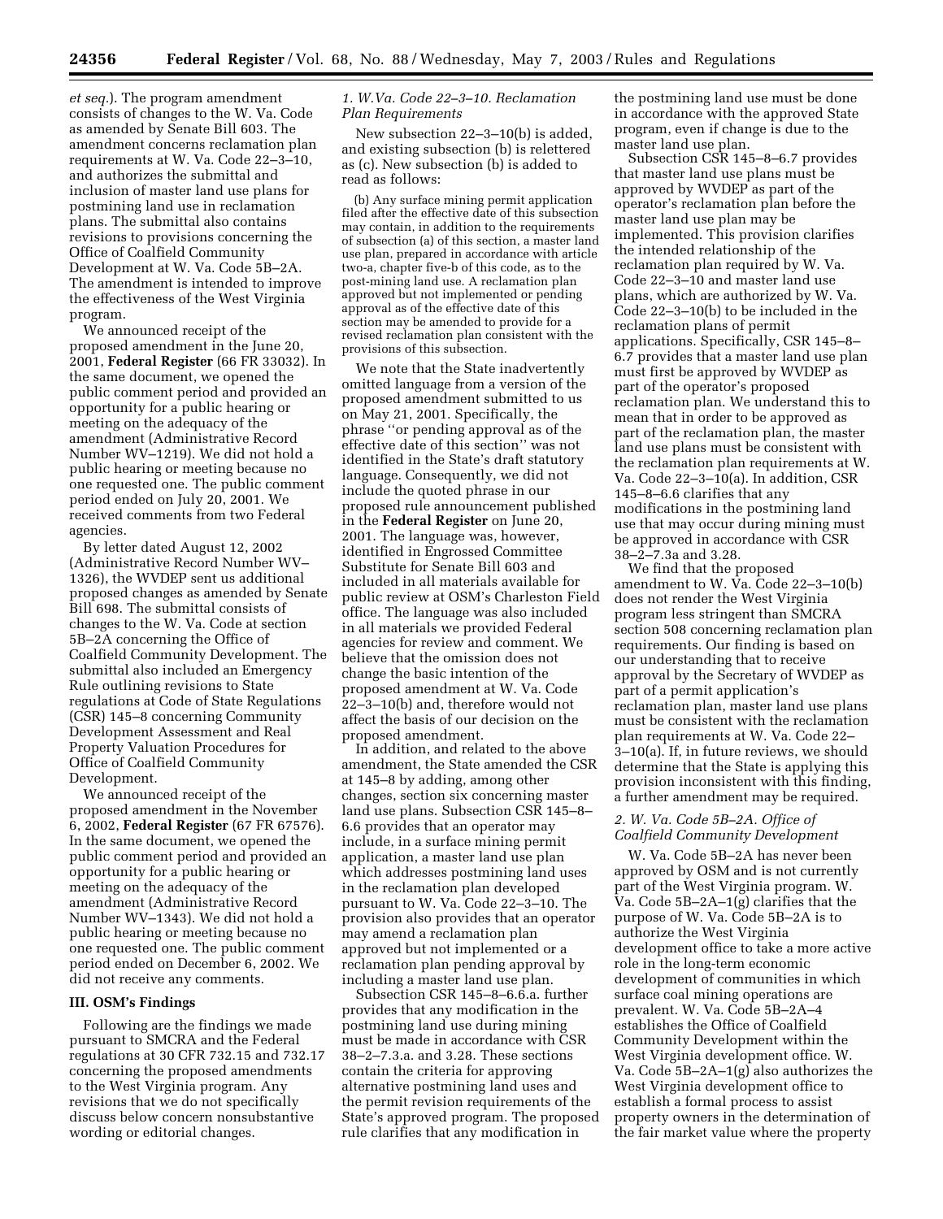*et seq.*). The program amendment consists of changes to the W. Va. Code as amended by Senate Bill 603. The amendment concerns reclamation plan requirements at W. Va. Code 22–3–10, and authorizes the submittal and inclusion of master land use plans for postmining land use in reclamation plans. The submittal also contains revisions to provisions concerning the Office of Coalfield Community Development at W. Va. Code 5B–2A. The amendment is intended to improve the effectiveness of the West Virginia program.

We announced receipt of the proposed amendment in the June 20, 2001, **Federal Register** (66 FR 33032). In the same document, we opened the public comment period and provided an opportunity for a public hearing or meeting on the adequacy of the amendment (Administrative Record Number WV–1219). We did not hold a public hearing or meeting because no one requested one. The public comment period ended on July 20, 2001. We received comments from two Federal agencies.

By letter dated August 12, 2002 (Administrative Record Number WV–1326), the WVDEP sent us additional proposed changes as amended by Senate Bill 698. The submittal consists of changes to the W. Va. Code at section 5B–2A concerning the Office of Coalfield Community Development. The submittal also included an Emergency Rule outlining revisions to State regulations at Code of State Regulations (CSR) 145–8 concerning Community Development Assessment and Real Property Valuation Procedures for Office of Coalfield Community Development.

We announced receipt of the proposed amendment in the November 6, 2002, **Federal Register** (67 FR 67576). In the same document, we opened the public comment period and provided an opportunity for a public hearing or meeting on the adequacy of the amendment (Administrative Record Number WV–1343). We did not hold a public hearing or meeting because no one requested one. The public comment period ended on December 6, 2002. We did not receive any comments.

## III. OSM's Findings

Following are the findings we made pursuant to SMCRA and the Federal regulations at 30 CFR 732.15 and 732.17 concerning the proposed amendments to the West Virginia program. Any revisions that we do not specifically discuss below concern nonsubstantive wording or editorial changes.

### *1. W.Va. Code 22–3–10. Reclamation Plan Requirements*

New subsection 22–3–10(b) is added, and existing subsection (b) is relettered as (c). New subsection (b) is added to read as follows:

> (b) Any surface mining permit application filed after the effective date of this subsection may contain, in addition to the requirements of subsection (a) of this section, a master land use plan, prepared in accordance with article two-a, chapter five-b of this code, as to the post-mining land use. A reclamation plan approved but not implemented or pending approval as of the effective date of this section may be amended to provide for a revised reclamation plan consistent with the provisions of this subsection.

We note that the State inadvertently omitted language from a version of the proposed amendment submitted to us on May 21, 2001. Specifically, the phrase "or pending approval as of the effective date of this section" was not identified in the State's draft statutory language. Consequently, we did not include the quoted phrase in our proposed rule announcement published in the **Federal Register** on June 20, 2001. The language was, however, identified in Engrossed Committee Substitute for Senate Bill 603 and included in all materials available for public review at OSM's Charleston Field office. The language was also included in all materials we provided Federal agencies for review and comment. We believe that the omission does not change the basic intention of the proposed amendment at W. Va. Code 22–3–10(b) and, therefore would not affect the basis of our decision on the proposed amendment.

In addition, and related to the above amendment, the State amended the CSR at 145–8 by adding, among other changes, section six concerning master land use plans. Subsection CSR 145–8–6.6 provides that an operator may include, in a surface mining permit application, a master land use plan which addresses postmining land uses in the reclamation plan developed pursuant to W. Va. Code 22–3–10. The provision also provides that an operator may amend a reclamation plan approved but not implemented or a reclamation plan pending approval by including a master land use plan.

Subsection CSR 145–8–6.6.a. further provides that any modification in the postmining land use during mining must be made in accordance with CSR 38–2–7.3.a. and 3.28. These sections contain the criteria for approving alternative postmining land uses and the permit revision requirements of the State's approved program. The proposed rule clarifies that any modification in the postmining land use must be done in accordance with the approved State program, even if change is due to the master land use plan.

Subsection CSR 145–8–6.7 provides that master land use plans must be approved by WVDEP as part of the operator's reclamation plan before the master land use plan may be implemented. This provision clarifies the intended relationship of the reclamation plan required by W. Va. Code 22–3–10 and master land use plans, which are authorized by W. Va. Code 22–3–10(b) to be included in the reclamation plans of permit applications. Specifically, CSR 145–8–6.7 provides that a master land use plan must first be approved by WVDEP as part of the operator's proposed reclamation plan. We understand this to mean that in order to be approved as part of the reclamation plan, the master land use plans must be consistent with the reclamation plan requirements at W. Va. Code 22–3–10(a). In addition, CSR 145–8–6.6 clarifies that any modifications in the postmining land use that may occur during mining must be approved in accordance with CSR 38–2–7.3a and 3.28.

We find that the proposed amendment to W. Va. Code 22–3–10(b) does not render the West Virginia program less stringent than SMCRA section 508 concerning reclamation plan requirements. Our finding is based on our understanding that to receive approval by the Secretary of WVDEP as part of a permit application's reclamation plan, master land use plans must be consistent with the reclamation plan requirements at W. Va. Code 22–3–10(a). If, in future reviews, we should determine that the State is applying this provision inconsistent with this finding, a further amendment may be required.

### *2. W. Va. Code 5B–2A. Office of Coalfield Community Development*

W. Va. Code 5B–2A has never been approved by OSM and is not currently part of the West Virginia program. W. Va. Code 5B–2A–1(g) clarifies that the purpose of W. Va. Code 5B–2A is to authorize the West Virginia development office to take a more active role in the long-term economic development of communities in which surface coal mining operations are prevalent. W. Va. Code 5B–2A–4 establishes the Office of Coalfield Community Development within the West Virginia development office. W. Va. Code 5B–2A–1(g) also authorizes the West Virginia development office to establish a formal process to assist property owners in the determination of the fair market value where the property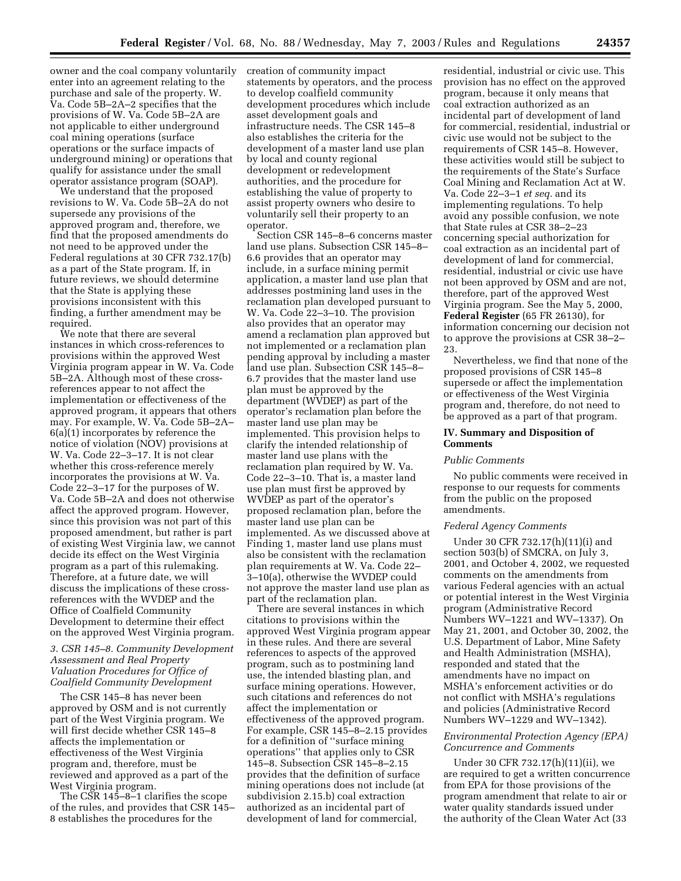owner and the coal company voluntarily enter into an agreement relating to the purchase and sale of the property. W. Va. Code 5B–2A–2 specifies that the provisions of W. Va. Code 5B–2A are not applicable to either underground coal mining operations (surface operations or the surface impacts of underground mining) or operations that qualify for assistance under the small operator assistance program (SOAP).

We understand that the proposed revisions to W. Va. Code 5B–2A do not supersede any provisions of the approved program and, therefore, we find that the proposed amendments do not need to be approved under the Federal regulations at 30 CFR 732.17(b) as a part of the State program. If, in future reviews, we should determine that the State is applying these provisions inconsistent with this finding, a further amendment may be required.

We note that there are several instances in which cross-references to provisions within the approved West Virginia program appear in W. Va. Code 5B–2A. Although most of these cross-references appear to not affect the implementation or effectiveness of the approved program, it appears that others may. For example, W. Va. Code 5B–2A–6(a)(1) incorporates by reference the notice of violation (NOV) provisions at W. Va. Code 22–3–17. It is not clear whether this cross-reference merely incorporates the provisions at W. Va. Code 22–3–17 for the purposes of W. Va. Code 5B–2A and does not otherwise affect the approved program. However, since this provision was not part of this proposed amendment, but rather is part of existing West Virginia law, we cannot decide its effect on the West Virginia program as a part of this rulemaking. Therefore, at a future date, we will discuss the implications of these cross-references with the WVDEP and the Office of Coalfield Community Development to determine their effect on the approved West Virginia program.

### *3. CSR 145–8. Community Development Assessment and Real Property Valuation Procedures for Office of Coalfield Community Development*

The CSR 145–8 has never been approved by OSM and is not currently part of the West Virginia program. We will first decide whether CSR 145–8 affects the implementation or effectiveness of the West Virginia program and, therefore, must be reviewed and approved as a part of the West Virginia program.

The CSR 145–8–1 clarifies the scope of the rules, and provides that CSR 145–8 establishes the procedures for the creation of community impact statements by operators, and the process to develop coalfield community development procedures which include asset development goals and infrastructure needs. The CSR 145–8 also establishes the criteria for the development of a master land use plan by local and county regional development or redevelopment authorities, and the procedure for establishing the value of property to assist property owners who desire to voluntarily sell their property to an operator.

Section CSR 145–8–6 concerns master land use plans. Subsection CSR 145–8–6.6 provides that an operator may include, in a surface mining permit application, a master land use plan that addresses postmining land uses in the reclamation plan developed pursuant to W. Va. Code 22–3–10. The provision also provides that an operator may amend a reclamation plan approved but not implemented or a reclamation plan pending approval by including a master land use plan. Subsection CSR 145–8–6.7 provides that the master land use plan must be approved by the department (WVDEP) as part of the operator's reclamation plan before the master land use plan may be implemented. This provision helps to clarify the intended relationship of master land use plans with the reclamation plan required by W. Va. Code 22–3–10. That is, a master land use plan must first be approved by WVDEP as part of the operator's proposed reclamation plan, before the master land use plan can be implemented. As we discussed above at Finding 1, master land use plans must also be consistent with the reclamation plan requirements at W. Va. Code 22–3–10(a), otherwise the WVDEP could not approve the master land use plan as part of the reclamation plan.

There are several instances in which citations to provisions within the approved West Virginia program appear in these rules. And there are several references to aspects of the approved program, such as to postmining land use, the intended blasting plan, and surface mining operations. However, such citations and references do not affect the implementation or effectiveness of the approved program. For example, CSR 145–8–2.15 provides for a definition of ''surface mining operations'' that applies only to CSR 145–8. Subsection CSR 145–8–2.15 provides that the definition of surface mining operations does not include (at subdivision 2.15.b) coal extraction authorized as an incidental part of development of land for commercial, residential, industrial or civic use. This provision has no effect on the approved program, because it only means that coal extraction authorized as an incidental part of development of land for commercial, residential, industrial or civic use would not be subject to the requirements of CSR 145–8. However, these activities would still be subject to the requirements of the State's Surface Coal Mining and Reclamation Act at W. Va. Code 22–3–1 *et seq.* and its implementing regulations. To help avoid any possible confusion, we note that State rules at CSR 38–2–23 concerning special authorization for coal extraction as an incidental part of development of land for commercial, residential, industrial or civic use have not been approved by OSM and are not, therefore, part of the approved West Virginia program. See the May 5, 2000, **Federal Register** (65 FR 26130), for information concerning our decision not to approve the provisions at CSR 38–2–23.

Nevertheless, we find that none of the proposed provisions of CSR 145–8 supersede or affect the implementation or effectiveness of the West Virginia program and, therefore, do not need to be approved as a part of that program.

## IV. Summary and Disposition of Comments

### *Public Comments*

No public comments were received in response to our requests for comments from the public on the proposed amendments.

### *Federal Agency Comments*

Under 30 CFR 732.17(h)(11)(i) and section 503(b) of SMCRA, on July 3, 2001, and October 4, 2002, we requested comments on the amendments from various Federal agencies with an actual or potential interest in the West Virginia program (Administrative Record Numbers WV–1221 and WV–1337). On May 21, 2001, and October 30, 2002, the U.S. Department of Labor, Mine Safety and Health Administration (MSHA), responded and stated that the amendments have no impact on MSHA's enforcement activities or do not conflict with MSHA's regulations and policies (Administrative Record Numbers WV–1229 and WV–1342).

### *Environmental Protection Agency (EPA) Concurrence and Comments*

Under 30 CFR 732.17(h)(11)(ii), we are required to get a written concurrence from EPA for those provisions of the program amendment that relate to air or water quality standards issued under the authority of the Clean Water Act (33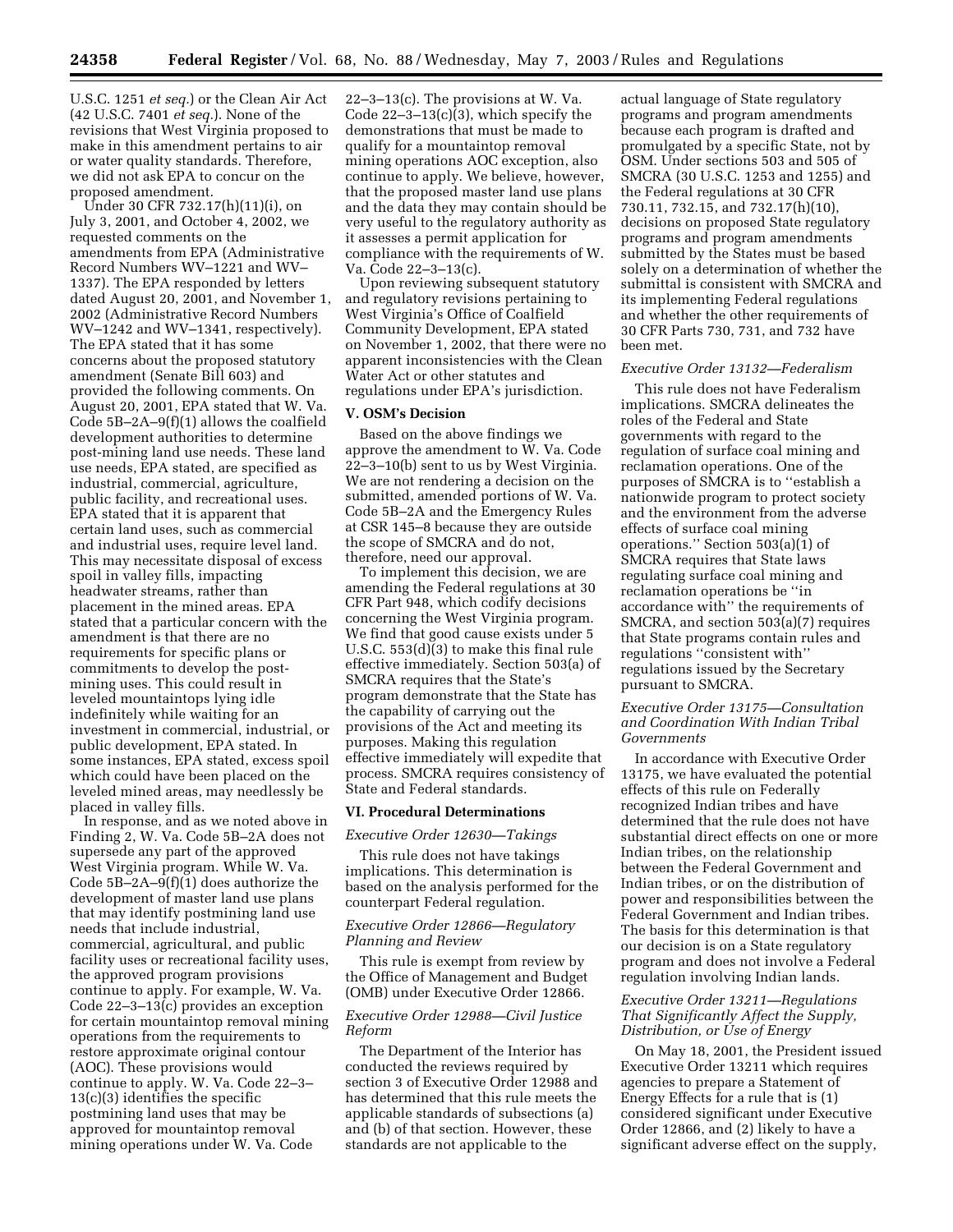U.S.C. 1251 *et seq.*) or the Clean Air Act (42 U.S.C. 7401 *et seq.*). None of the revisions that West Virginia proposed to make in this amendment pertains to air or water quality standards. Therefore, we did not ask EPA to concur on the proposed amendment.

Under 30 CFR 732.17(h)(11)(i), on July 3, 2001, and October 4, 2002, we requested comments on the amendments from EPA (Administrative Record Numbers WV–1221 and WV–1337). The EPA responded by letters dated August 20, 2001, and November 1, 2002 (Administrative Record Numbers WV–1242 and WV–1341, respectively). The EPA stated that it has some concerns about the proposed statutory amendment (Senate Bill 603) and provided the following comments. On August 20, 2001, EPA stated that W. Va. Code 5B–2A–9(f)(1) allows the coalfield development authorities to determine post-mining land use needs. These land use needs, EPA stated, are specified as industrial, commercial, agriculture, public facility, and recreational uses. EPA stated that it is apparent that certain land uses, such as commercial and industrial uses, require level land. This may necessitate disposal of excess spoil in valley fills, impacting headwater streams, rather than placement in the mined areas. EPA stated that a particular concern with the amendment is that there are no requirements for specific plans or commitments to develop the post-mining uses. This could result in leveled mountaintops lying idle indefinitely while waiting for an investment in commercial, industrial, or public development, EPA stated. In some instances, EPA stated, excess spoil which could have been placed on the leveled mined areas, may needlessly be placed in valley fills.

In response, and as we noted above in Finding 2, W. Va. Code 5B–2A does not supersede any part of the approved West Virginia program. While W. Va. Code 5B–2A–9(f)(1) does authorize the development of master land use plans that may identify postmining land use needs that include industrial, commercial, agricultural, and public facility uses or recreational facility uses, the approved program provisions continue to apply. For example, W. Va. Code 22–3–13(c) provides an exception for certain mountaintop removal mining operations from the requirements to restore approximate original contour (AOC). These provisions would continue to apply. W. Va. Code 22–3–13(c)(3) identifies the specific postmining land uses that may be approved for mountaintop removal mining operations under W. Va. Code 22–3–13(c). The provisions at W. Va. Code 22–3–13(c)(3), which specify the demonstrations that must be made to qualify for a mountaintop removal mining operations AOC exception, also continue to apply. We believe, however, that the proposed master land use plans and the data they may contain should be very useful to the regulatory authority as it assesses a permit application for compliance with the requirements of W. Va. Code 22–3–13(c).

Upon reviewing subsequent statutory and regulatory revisions pertaining to West Virginia's Office of Coalfield Community Development, EPA stated on November 1, 2002, that there were no apparent inconsistencies with the Clean Water Act or other statutes and regulations under EPA's jurisdiction.

## V. OSM's Decision

Based on the above findings we approve the amendment to W. Va. Code 22–3–10(b) sent to us by West Virginia. We are not rendering a decision on the submitted, amended portions of W. Va. Code 5B–2A and the Emergency Rules at CSR 145–8 because they are outside the scope of SMCRA and do not, therefore, need our approval.

To implement this decision, we are amending the Federal regulations at 30 CFR Part 948, which codify decisions concerning the West Virginia program. We find that good cause exists under 5 U.S.C. 553(d)(3) to make this final rule effective immediately. Section 503(a) of SMCRA requires that the State's program demonstrate that the State has the capability of carrying out the provisions of the Act and meeting its purposes. Making this regulation effective immediately will expedite that process. SMCRA requires consistency of State and Federal standards.

## VI. Procedural Determinations

### *Executive Order 12630—Takings*

This rule does not have takings implications. This determination is based on the analysis performed for the counterpart Federal regulation.

### *Executive Order 12866—Regulatory Planning and Review*

This rule is exempt from review by the Office of Management and Budget (OMB) under Executive Order 12866.

### *Executive Order 12988—Civil Justice Reform*

The Department of the Interior has conducted the reviews required by section 3 of Executive Order 12988 and has determined that this rule meets the applicable standards of subsections (a) and (b) of that section. However, these standards are not applicable to the actual language of State regulatory programs and program amendments because each program is drafted and promulgated by a specific State, not by OSM. Under sections 503 and 505 of SMCRA (30 U.S.C. 1253 and 1255) and the Federal regulations at 30 CFR 730.11, 732.15, and 732.17(h)(10), decisions on proposed State regulatory programs and program amendments submitted by the States must be based solely on a determination of whether the submittal is consistent with SMCRA and its implementing Federal regulations and whether the other requirements of 30 CFR Parts 730, 731, and 732 have been met.

### *Executive Order 13132—Federalism*

This rule does not have Federalism implications. SMCRA delineates the roles of the Federal and State governments with regard to the regulation of surface coal mining and reclamation operations. One of the purposes of SMCRA is to "establish a nationwide program to protect society and the environment from the adverse effects of surface coal mining operations." Section 503(a)(1) of SMCRA requires that State laws regulating surface coal mining and reclamation operations be "in accordance with" the requirements of SMCRA, and section 503(a)(7) requires that State programs contain rules and regulations "consistent with" regulations issued by the Secretary pursuant to SMCRA.

### *Executive Order 13175—Consultation and Coordination With Indian Tribal Governments*

In accordance with Executive Order 13175, we have evaluated the potential effects of this rule on Federally recognized Indian tribes and have determined that the rule does not have substantial direct effects on one or more Indian tribes, on the relationship between the Federal Government and Indian tribes, or on the distribution of power and responsibilities between the Federal Government and Indian tribes. The basis for this determination is that our decision is on a State regulatory program and does not involve a Federal regulation involving Indian lands.

### *Executive Order 13211—Regulations That Significantly Affect the Supply, Distribution, or Use of Energy*

On May 18, 2001, the President issued Executive Order 13211 which requires agencies to prepare a Statement of Energy Effects for a rule that is (1) considered significant under Executive Order 12866, and (2) likely to have a significant adverse effect on the supply,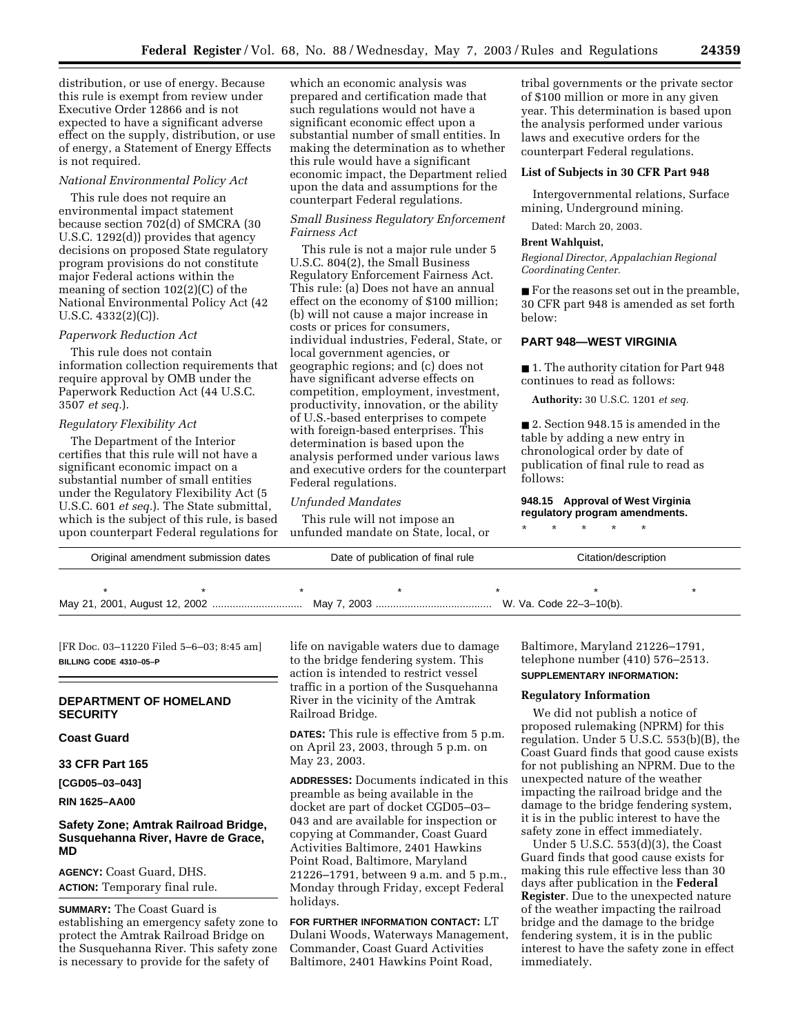distribution, or use of energy. Because this rule is exempt from review under Executive Order 12866 and is not expected to have a significant adverse effect on the supply, distribution, or use of energy, a Statement of Energy Effects is not required.

*National Environmental Policy Act*

This rule does not require an environmental impact statement because section 702(d) of SMCRA (30 U.S.C. 1292(d)) provides that agency decisions on proposed State regulatory program provisions do not constitute major Federal actions within the meaning of section 102(2)(C) of the National Environmental Policy Act (42 U.S.C. 4332(2)(C)).

*Paperwork Reduction Act*

This rule does not contain information collection requirements that require approval by OMB under the Paperwork Reduction Act (44 U.S.C. 3507 *et seq.*).

*Regulatory Flexibility Act*

The Department of the Interior certifies that this rule will not have a significant economic impact on a substantial number of small entities under the Regulatory Flexibility Act (5 U.S.C. 601 *et seq.*). The State submittal, which is the subject of this rule, is based upon counterpart Federal regulations for which an economic analysis was prepared and certification made that such regulations would not have a significant economic effect upon a substantial number of small entities. In making the determination as to whether this rule would have a significant economic impact, the Department relied upon the data and assumptions for the counterpart Federal regulations.

*Small Business Regulatory Enforcement Fairness Act*

This rule is not a major rule under 5 U.S.C. 804(2), the Small Business Regulatory Enforcement Fairness Act. This rule: (a) Does not have an annual effect on the economy of $100 million; (b) will not cause a major increase in costs or prices for consumers, individual industries, Federal, State, or local government agencies, or geographic regions; and (c) does not have significant adverse effects on competition, employment, investment, productivity, innovation, or the ability of U.S.-based enterprises to compete with foreign-based enterprises. This determination is based upon the analysis performed under various laws and executive orders for the counterpart Federal regulations.

*Unfunded Mandates*

This rule will not impose an unfunded mandate on State, local, or tribal governments or the private sector of $100 million or more in any given year. This determination is based upon the analysis performed under various laws and executive orders for the counterpart Federal regulations.

**List of Subjects in 30 CFR Part 948**

Intergovernmental relations, Surface mining, Underground mining.

Dated: March 20, 2003.

**Brent Wahlquist,**

*Regional Director, Appalachian Regional Coordinating Center.*

■ For the reasons set out in the preamble, 30 CFR part 948 is amended as set forth below:

**PART 948—WEST VIRGINIA**

■ 1. The authority citation for Part 948 continues to read as follows:

**Authority:** 30 U.S.C. 1201 *et seq.*

■ 2. Section 948.15 is amended in the table by adding a new entry in chronological order by date of publication of final rule to read as follows:

**948.15 Approval of West Virginia regulatory program amendments.**

\* \* \* \* \*

| Original amendment submission dates | Date of publication of final rule | Citation/description |
|---|---|---|
| \* \* \* | \* \* | \* \* |
| May 21, 2001, August 12, 2002 | May 7, 2003 | W. Va. Code 22–3–10(b). |

[FR Doc. 03–11220 Filed 5–6–03; 8:45 am]

**BILLING CODE 4310–05–P**

---

## DEPARTMENT OF HOMELAND SECURITY

### Coast Guard

### 33 CFR Part 165

**[CGD05–03–043]**

**RIN 1625–AA00**

### Safety Zone; Amtrak Railroad Bridge, Susquehanna River, Havre de Grace, MD

**AGENCY:** Coast Guard, DHS.

**ACTION:** Temporary final rule.

**SUMMARY:** The Coast Guard is establishing an emergency safety zone to protect the Amtrak Railroad Bridge on the Susquehanna River. This safety zone is necessary to provide for the safety of life on navigable waters due to damage to the bridge fendering system. This action is intended to restrict vessel traffic in a portion of the Susquehanna River in the vicinity of the Amtrak Railroad Bridge.

**DATES:** This rule is effective from 5 p.m. on April 23, 2003, through 5 p.m. on May 23, 2003.

**ADDRESSES:** Documents indicated in this preamble as being available in the docket are part of docket CGD05–03–043 and are available for inspection or copying at Commander, Coast Guard Activities Baltimore, 2401 Hawkins Point Road, Baltimore, Maryland 21226–1791, between 9 a.m. and 5 p.m., Monday through Friday, except Federal holidays.

**FOR FURTHER INFORMATION CONTACT:** LT Dulani Woods, Waterways Management, Commander, Coast Guard Activities Baltimore, 2401 Hawkins Point Road, Baltimore, Maryland 21226–1791, telephone number (410) 576–2513.

**SUPPLEMENTARY INFORMATION:**

**Regulatory Information**

We did not publish a notice of proposed rulemaking (NPRM) for this regulation. Under 5 U.S.C. 553(b)(B), the Coast Guard finds that good cause exists for not publishing an NPRM. Due to the unexpected nature of the weather impacting the railroad bridge and the damage to the bridge fendering system, it is in the public interest to have the safety zone in effect immediately.

Under 5 U.S.C. 553(d)(3), the Coast Guard finds that good cause exists for making this rule effective less than 30 days after publication in the **Federal Register**. Due to the unexpected nature of the weather impacting the railroad bridge and the damage to the bridge fendering system, it is in the public interest to have the safety zone in effect immediately.